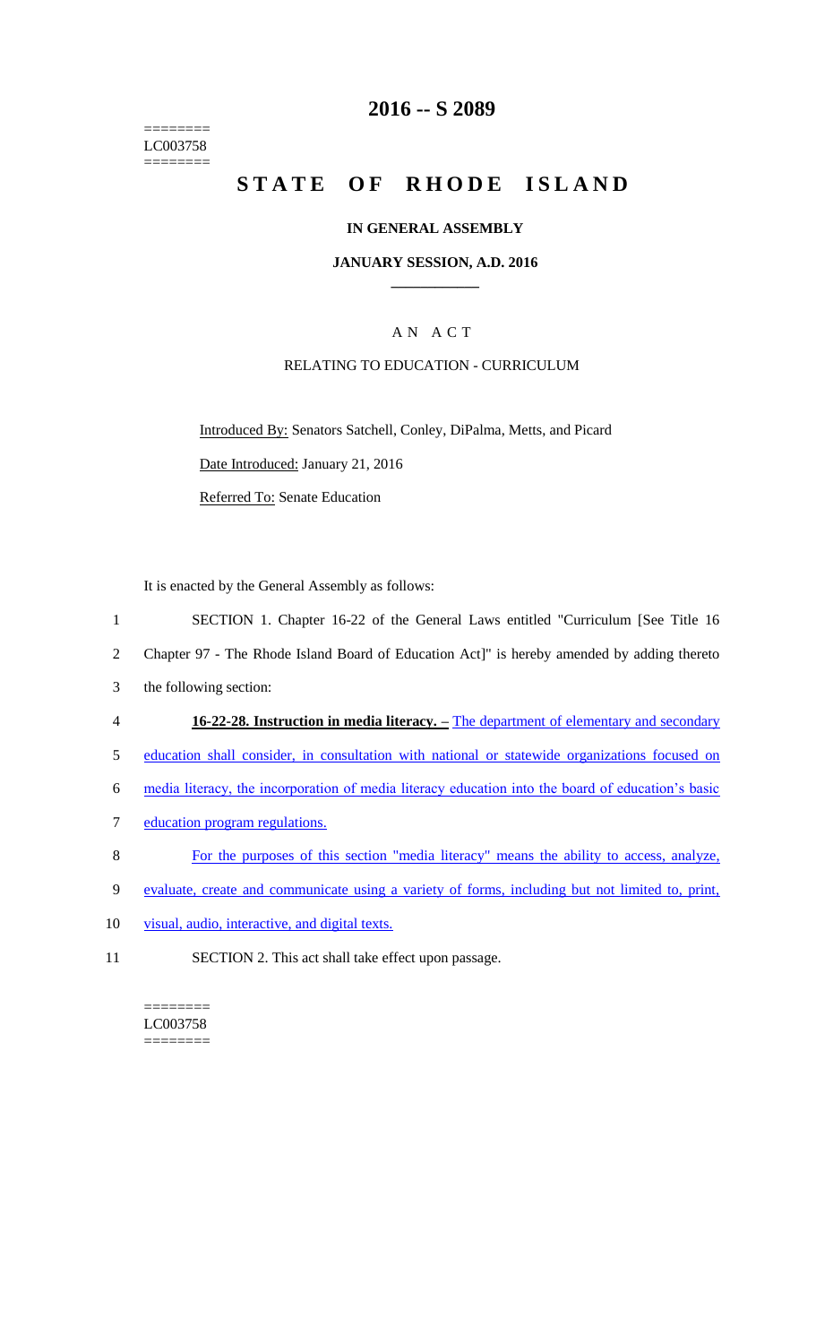========
LC003758
========

# 2016 -- S 2089

# STATE OF RHODE ISLAND

## IN GENERAL ASSEMBLY

### JANUARY SESSION, A.D. 2016

### A N A C T

### RELATING TO EDUCATION - CURRICULUM

Introduced By: Senators Satchell, Conley, DiPalma, Metts, and Picard

Date Introduced: January 21, 2016

Referred To: Senate Education

It is enacted by the General Assembly as follows:

1 SECTION 1. Chapter 16-22 of the General Laws entitled "Curriculum [See Title 16
2 Chapter 97 - The Rhode Island Board of Education Act]" is hereby amended by adding thereto
3 the following section:

4 **16-22-28. Instruction in media literacy. –** The department of elementary and secondary
5 education shall consider, in consultation with national or statewide organizations focused on
6 media literacy, the incorporation of media literacy education into the board of education's basic
7 education program regulations.

8 For the purposes of this section "media literacy" means the ability to access, analyze,
9 evaluate, create and communicate using a variety of forms, including but not limited to, print,
10 visual, audio, interactive, and digital texts.

11 SECTION 2. This act shall take effect upon passage.

========
LC003758
========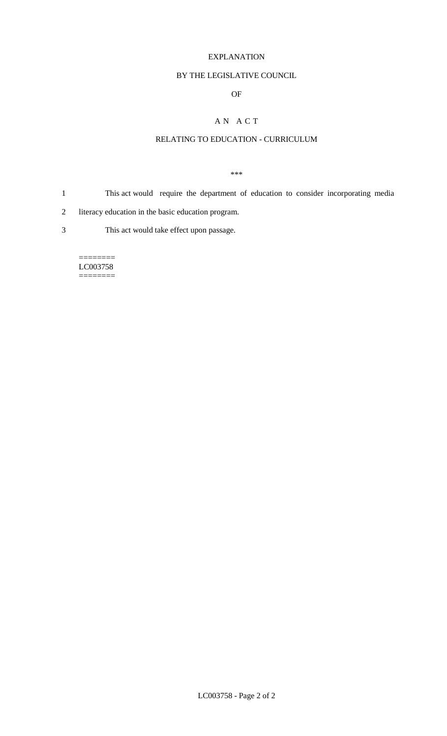EXPLANATION

BY THE LEGISLATIVE COUNCIL

OF

A N A C T

RELATING TO EDUCATION - CURRICULUM

\*\*\*

This act would require the department of education to consider incorporating media literacy education in the basic education program.

This act would take effect upon passage.

========
LC003758
========